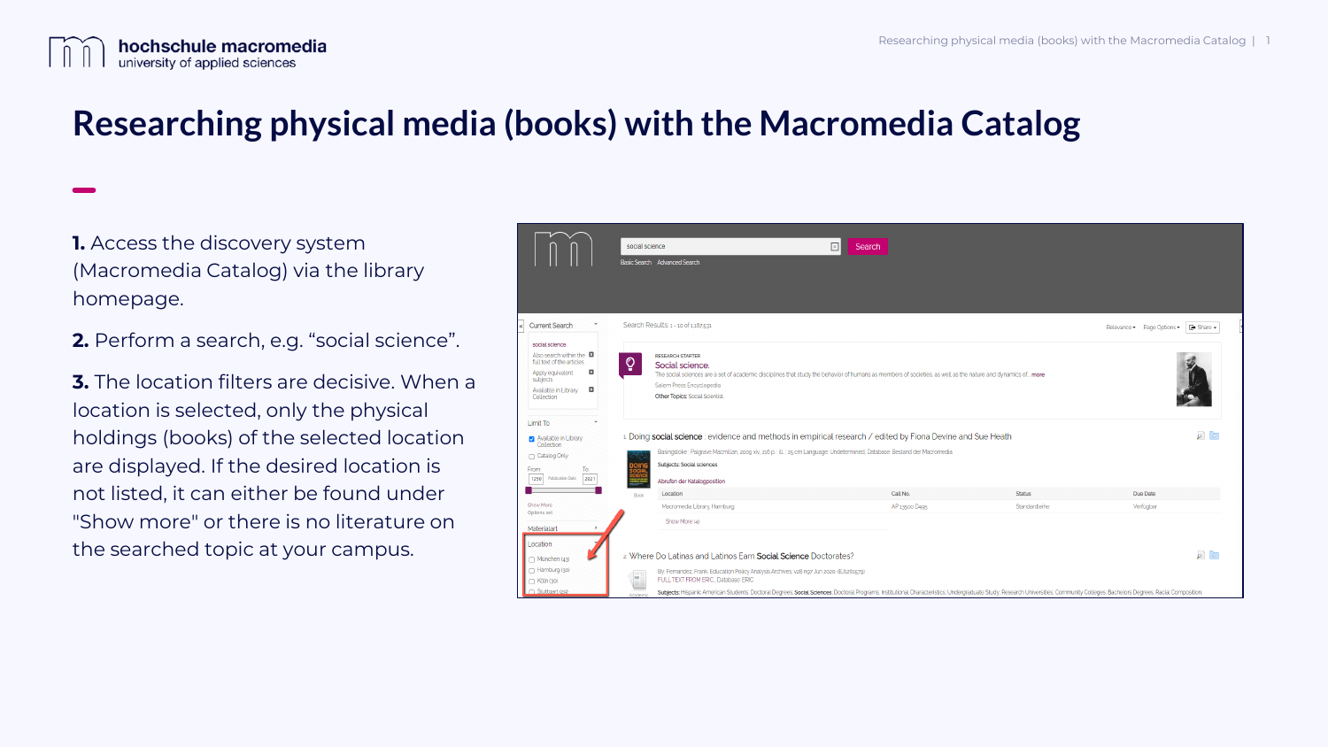# Researching physical media (books) with the Macromedia Catalog

**1.** Access the discovery system (Macromedia Catalog) via the library homepage.

**2.** Perform a search, e.g. “social science”.

**3.** The location filters are decisive. When a location is selected, only the physical holdings (books) of the selected location are displayed. If the desired location is not listed, it can either be found under "Show more" or there is no literature on the searched topic at your campus.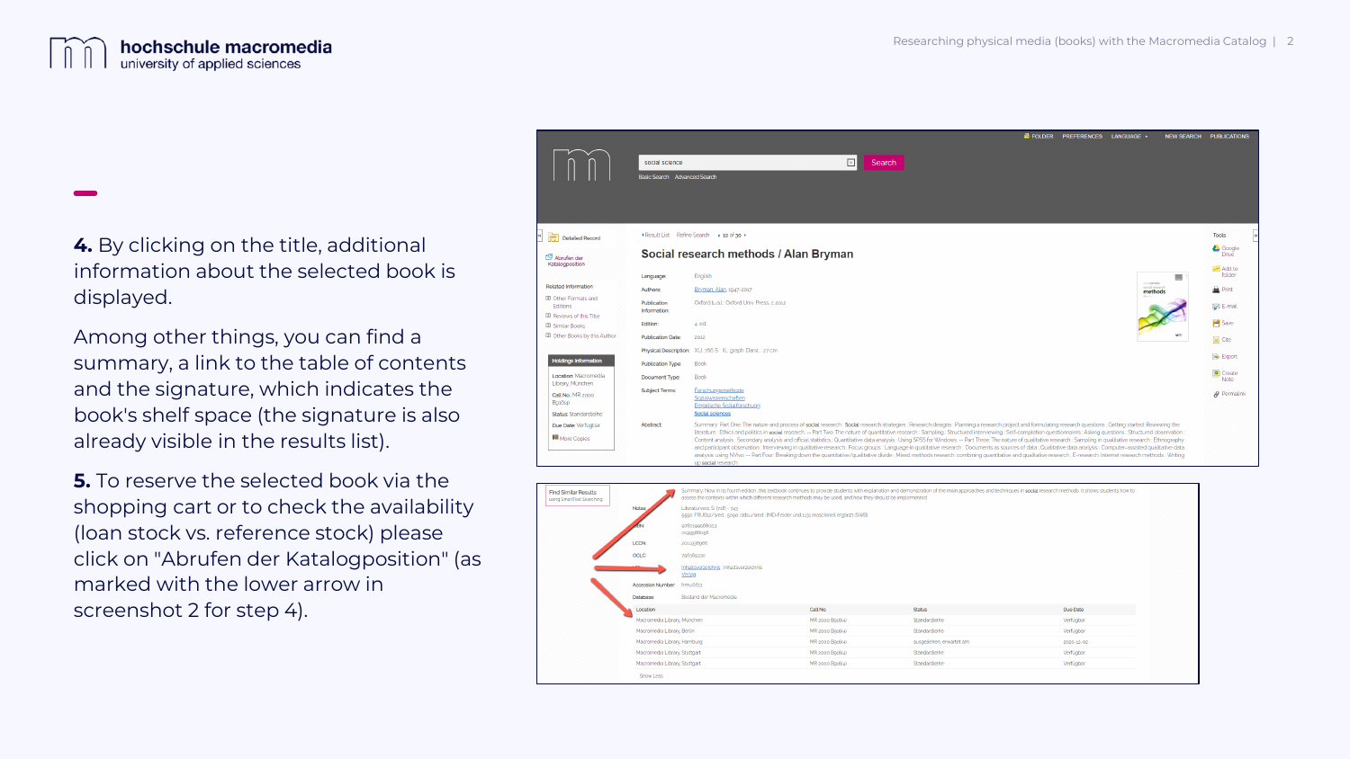**4.** By clicking on the title, additional information about the selected book is displayed.

Among other things, you can find a summary, a link to the table of contents and the signature, which indicates the book's shelf space (the signature is also already visible in the results list).

**5.** To reserve the selected book via the shopping cart or to check the availability (loan stock vs. reference stock) please click on "Abrufen der Katalogposition" (as marked with the lower arrow in screenshot 2 for step 4).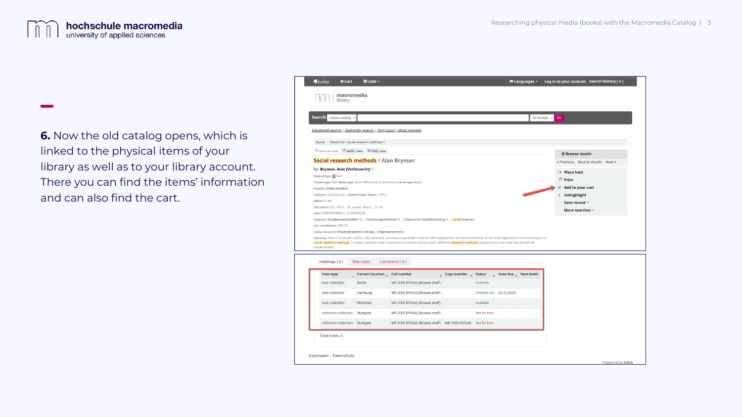**6.** Now the old catalog opens, which is linked to the physical items of your library as well as to your library account. There you can find the items' information and can also find the cart.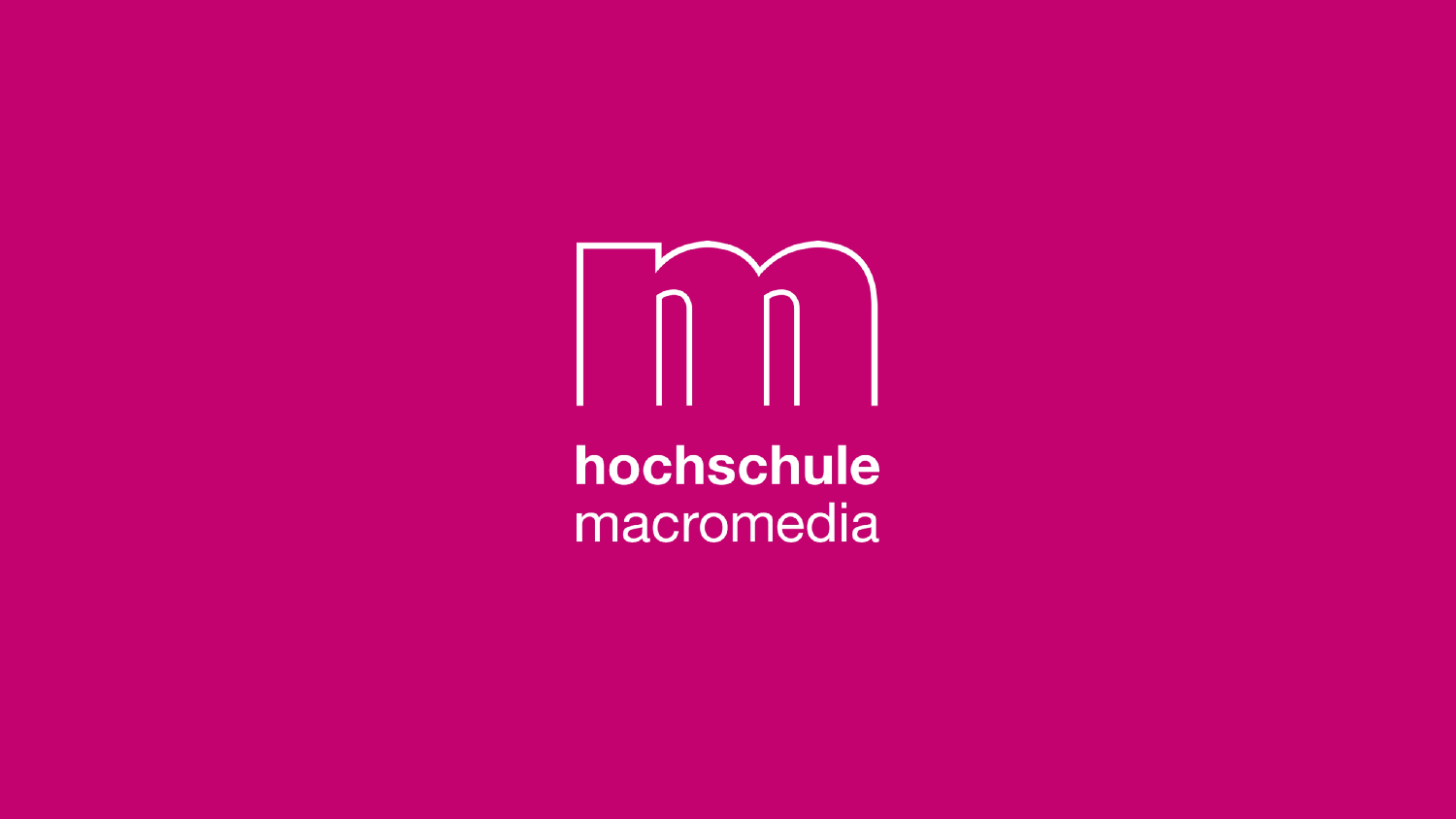hochschule
macromedia